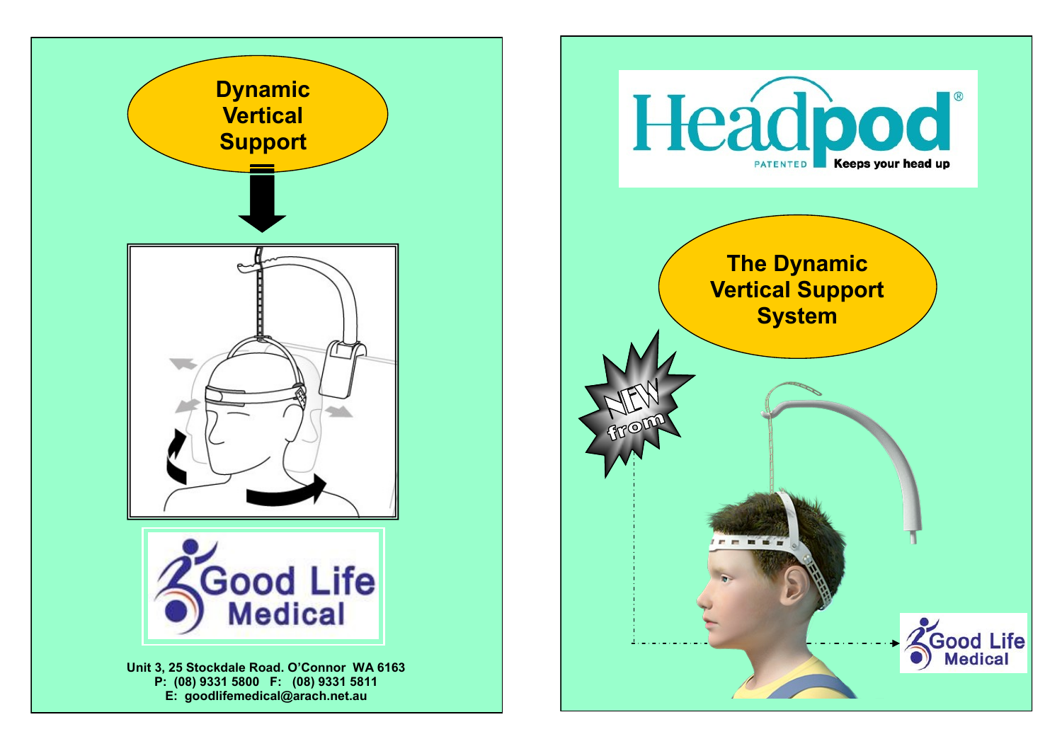# Dynamic Vertical Support

Good Life Medical

Unit 3, 25 Stockdale Road. O'Connor WA 6163
P: (08) 9331 5800 F: (08) 9331 5811
E: goodlifemedical@arach.net.au

# Headpod®

PATENTED Keeps your head up

## The Dynamic Vertical Support System

NEW from

Good Life Medical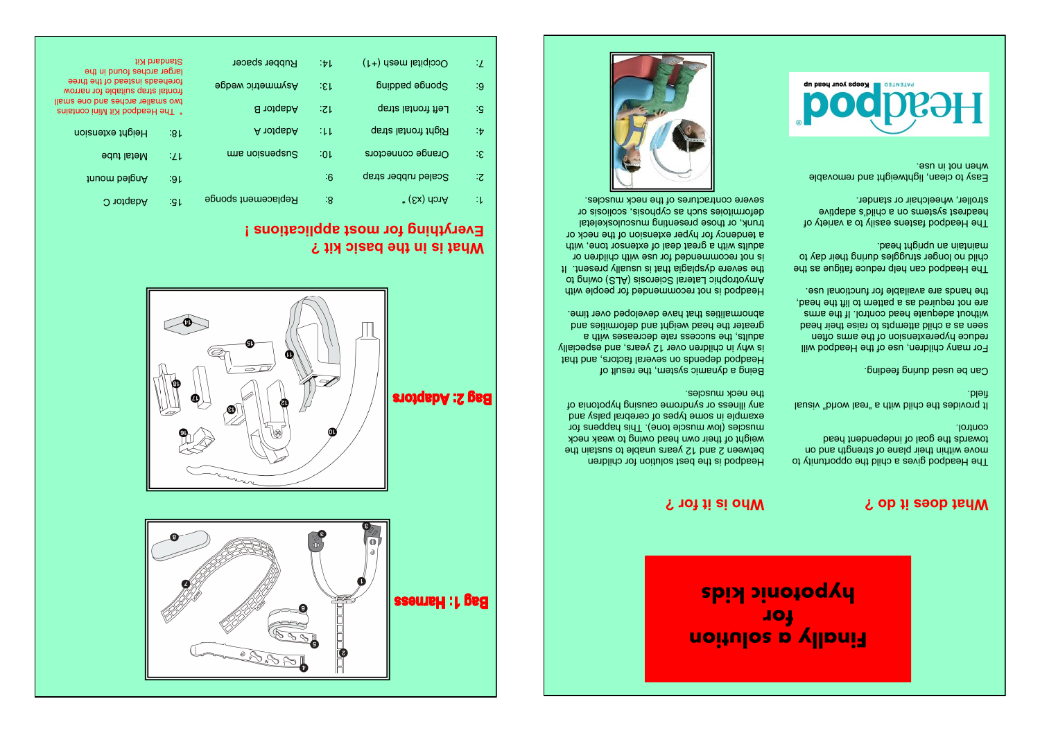# Finally a solution for hypotonic kids

## What does it do ?

The Headpod gives a child the opportunity to move within their plane of strength and on towards the goal of independent head control.

It provides the child with a "real world" visual field.

Can be used during feeding.

For many children, use of the Headpod will reduce hyperextension of the arms often seen as a child attempts to raise their head without adequate head control. If the arms are not required as a pattern to lift the head, the hands are available for functional use.

The Headpod can help reduce fatigue as the child no longer struggles during their day to maintain an upright head.

The Headpod fastens easily to a variety of headrest systems on a child's adaptive stroller, wheelchair or stander.

Easy to clean, lightweight and removable when not in use.

## Who is it for ?

Headpod is the best solution for children between 2 and 12 years unable to sustain the weight of their own head owing to weak neck muscles (low muscle tone). This happens for example in some types of cerebral palsy and any illness or syndrome causing hypotonia of the neck muscles.

Being a dynamic system, the result of Headpod depends on several factors, and that is why in children over 12 years, and especially adults, the success rate decreases with a greater the head weight and deformities and abnormalities that have developed over time.

Headpod is not recommended for people with Amyotrophic Lateral Sclerosis (ALS) owing to the severe dysplagia that is usually present. It is not recommended for use with children or adults with a great deal of extensor tone, with a tendency for hyper extension of the neck or trunk, or those presenting musculoskeletal deformities such as cyphosis, scoliosis or severe contractures of the neck muscles.

Headpod® PATENTED Keeps your head up

## What is in the basic kit ? Everything for most applications !

| | | | | | |
|---|---|---|---|---|---|
| 1: | Arch (x3) * | 8: | Replacement sponge | 15: | Adaptor C |
| 2: | Scaled rubber strap | 9: | | 16: | Angled mount |
| 3: | Orange connectors | 10: | Suspension arm | 17: | Metal tube |
| 4: | Right frontal strap | 11: | Adaptor A | 18: | Height extension |
| 5: | Left frontal strap | 12: | Adaptor B | | |
| 6: | Sponge padding | 13: | Asymmetric wedge | | |
| 7: | Occipital mesh (+1) | 14: | Rubber spacer | | |

* The Headpod Kit Mini contains two smaller arches and one small frontal strap suitable for narrow foreheads instead of the three larger arches found in the Standard Kit

### Bag 1: Harness

### Bag 2: Adaptors